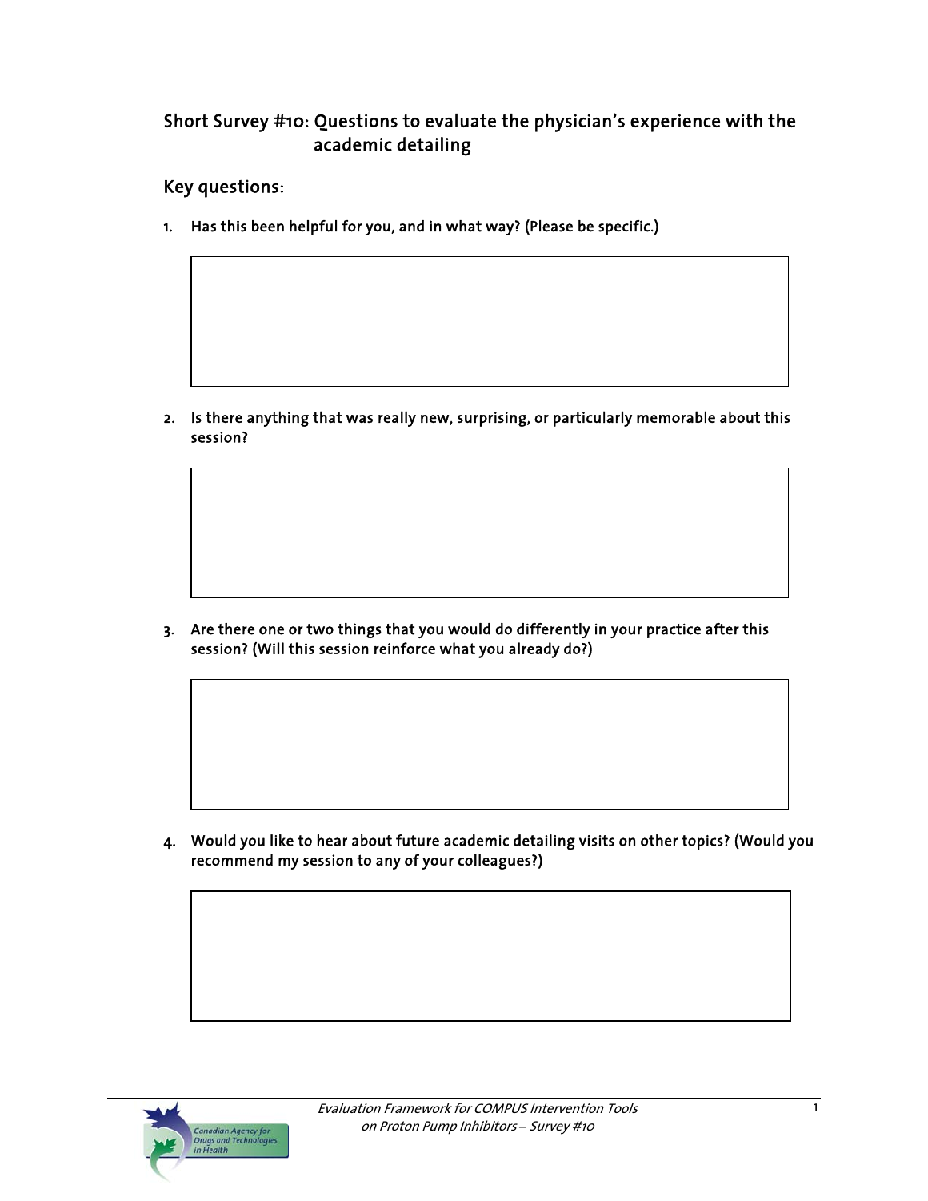## Short Survey #10: Questions to evaluate the physician's experience with the academic detailing

### Key questions:

1. Has this been helpful for you, and in what way? (Please be specific.)

2. Is there anything that was really new, surprising, or particularly memorable about this session?

3. Are there one or two things that you would do differently in your practice after this session? (Will this session reinforce what you already do?)

4. Would you like to hear about future academic detailing visits on other topics? (Would you recommend my session to any of your colleagues?)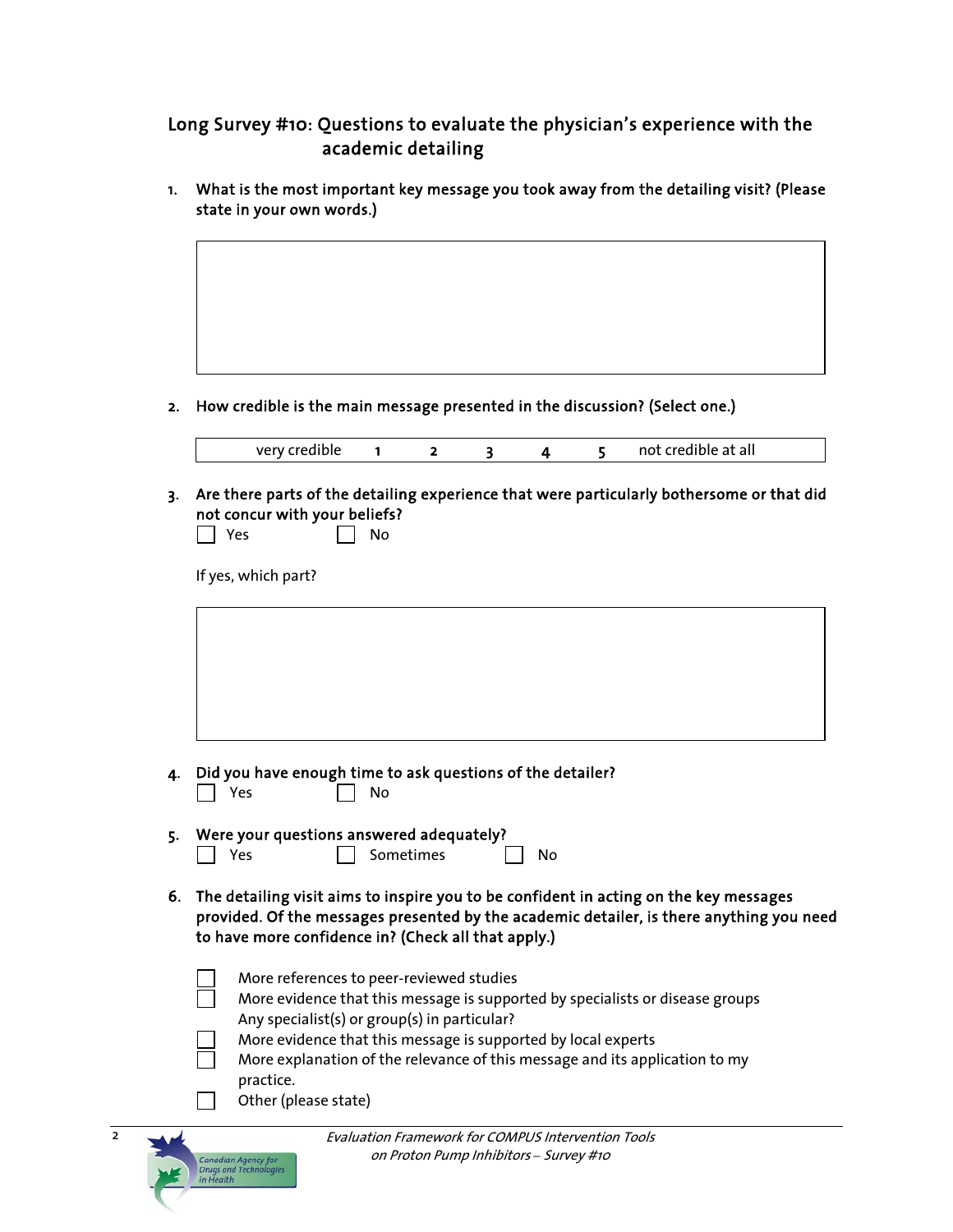## Long Survey #10: Questions to evaluate the physician's experience with the academic detailing

1. **What is the most important key message you took away from the detailing visit? (Please state in your own words.)**

2. **How credible is the main message presented in the discussion? (Select one.)**

| very credible | 1 | 2 | 3 | 4 | 5 | not credible at all |
|---|---|---|---|---|---|---|

3. **Are there parts of the detailing experience that were particularly bothersome or that did not concur with your beliefs?**

   ☐ Yes ☐ No

   If yes, which part?

4. **Did you have enough time to ask questions of the detailer?**

   ☐ Yes ☐ No

5. **Were your questions answered adequately?**

   ☐ Yes ☐ Sometimes ☐ No

6. **The detailing visit aims to inspire you to be confident in acting on the key messages provided. Of the messages presented by the academic detailer, is there anything you need to have more confidence in? (Check all that apply.)**

   ☐ More references to peer-reviewed studies
   ☐ More evidence that this message is supported by specialists or disease groups
   Any specialist(s) or group(s) in particular?
   ☐ More evidence that this message is supported by local experts
   ☐ More explanation of the relevance of this message and its application to my practice.
   ☐ Other (please state)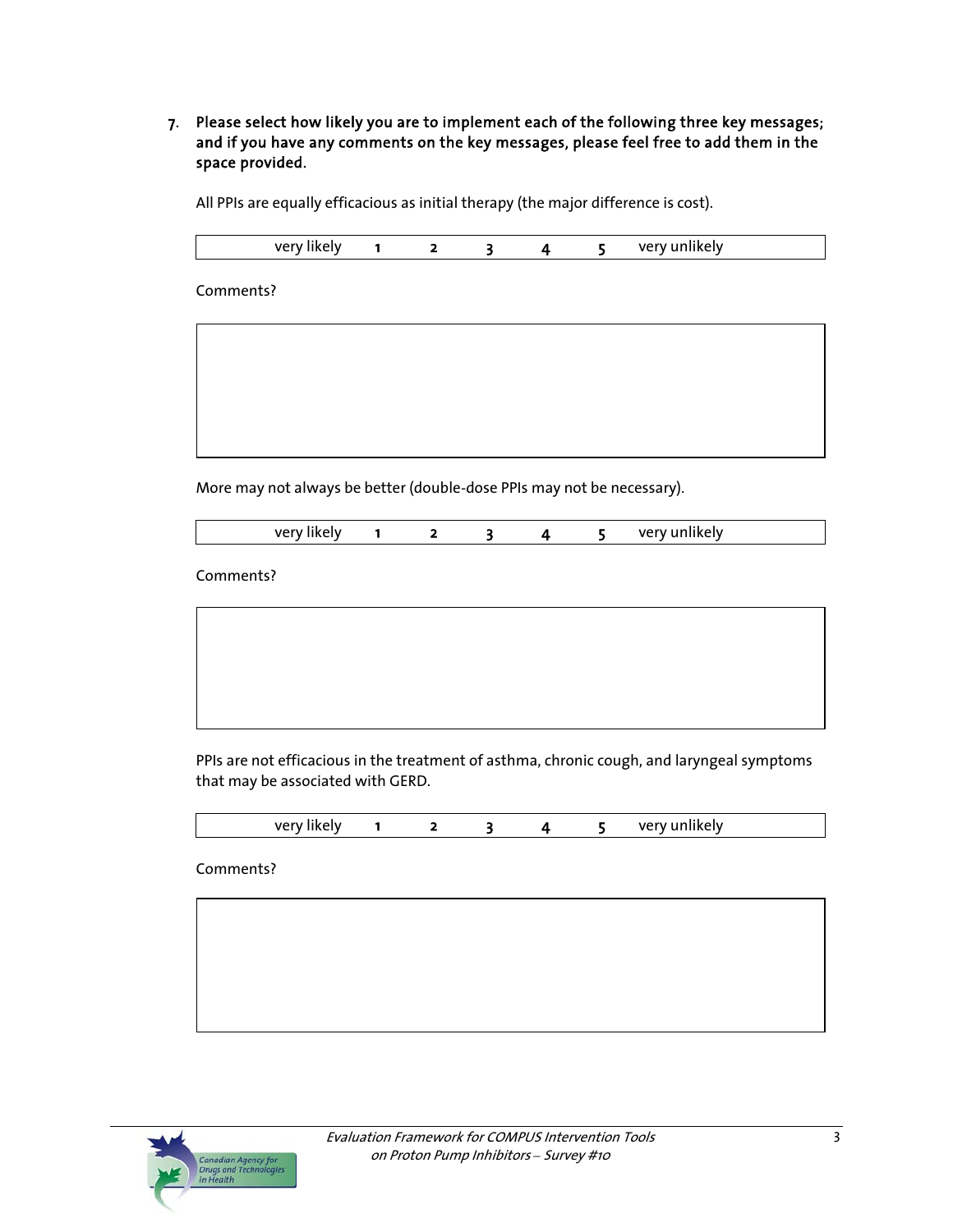7. **Please select how likely you are to implement each of the following three key messages; and if you have any comments on the key messages, please feel free to add them in the space provided.**

All PPIs are equally efficacious as initial therapy (the major difference is cost).

| very likely | 1 | 2 | 3 | 4 | 5 | very unlikely |
|---|---|---|---|---|---|---|

Comments?

More may not always be better (double-dose PPIs may not be necessary).

| very likely | 1 | 2 | 3 | 4 | 5 | very unlikely |
|---|---|---|---|---|---|---|

Comments?

PPIs are not efficacious in the treatment of asthma, chronic cough, and laryngeal symptoms that may be associated with GERD.

| very likely | 1 | 2 | 3 | 4 | 5 | very unlikely |
|---|---|---|---|---|---|---|

Comments?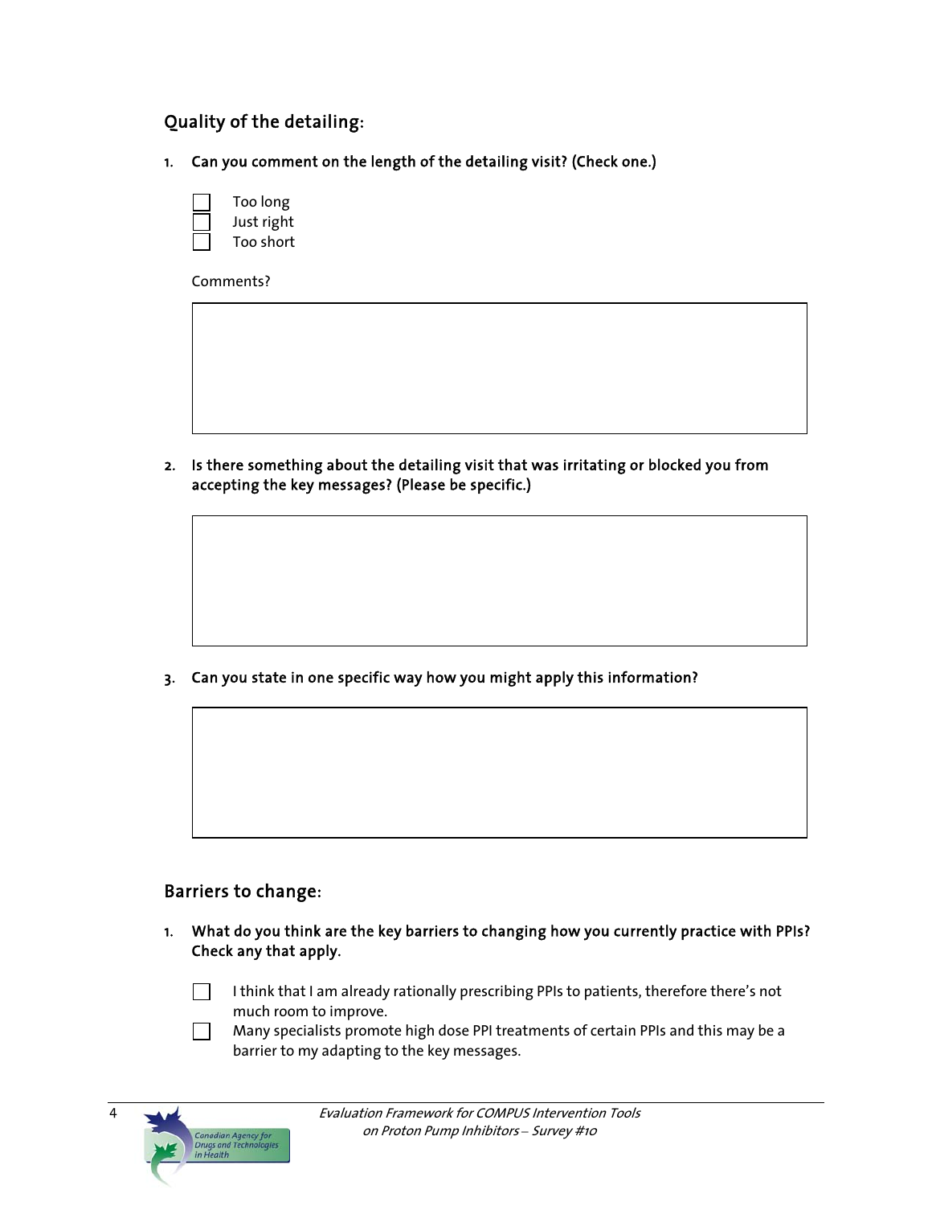## Quality of the detailing:

1. **Can you comment on the length of the detailing visit? (Check one.)**

   ☐ Too long
   ☐ Just right
   ☐ Too short

   Comments?

2. **Is there something about the detailing visit that was irritating or blocked you from accepting the key messages? (Please be specific.)**

3. **Can you state in one specific way how you might apply this information?**

## Barriers to change:

1. **What do you think are the key barriers to changing how you currently practice with PPIs? Check any that apply.**

   ☐ I think that I am already rationally prescribing PPIs to patients, therefore there's not much room to improve.
   ☐ Many specialists promote high dose PPI treatments of certain PPIs and this may be a barrier to my adapting to the key messages.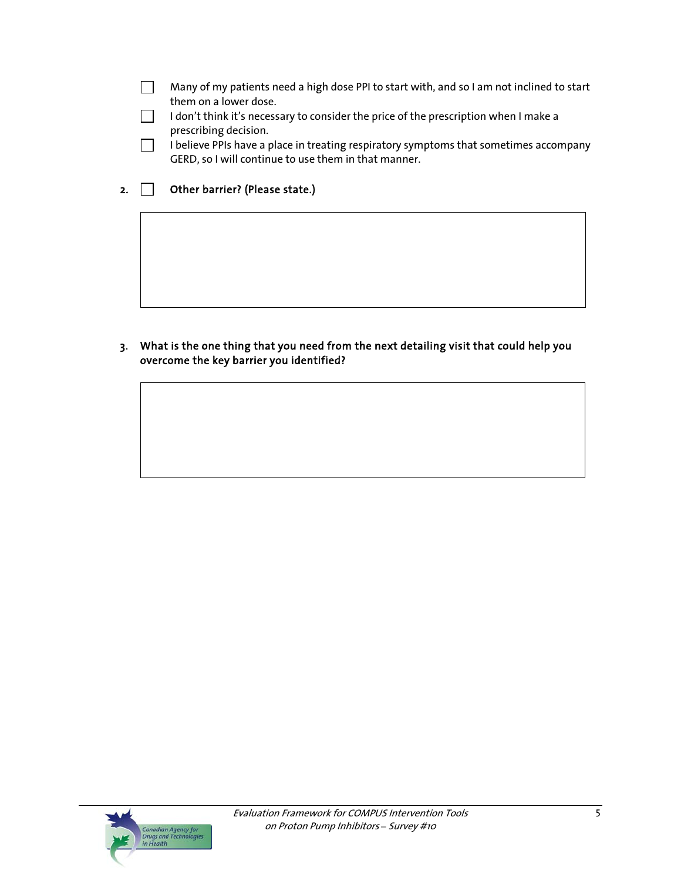- ☐ Many of my patients need a high dose PPI to start with, and so I am not inclined to start them on a lower dose.
- ☐ I don't think it's necessary to consider the price of the prescription when I make a prescribing decision.
- ☐ I believe PPIs have a place in treating respiratory symptoms that sometimes accompany GERD, so I will continue to use them in that manner.

2. ☐ **Other barrier? (Please state.)**

| |
|---|
| |

3. **What is the one thing that you need from the next detailing visit that could help you overcome the key barrier you identified?**

| |
|---|
| |